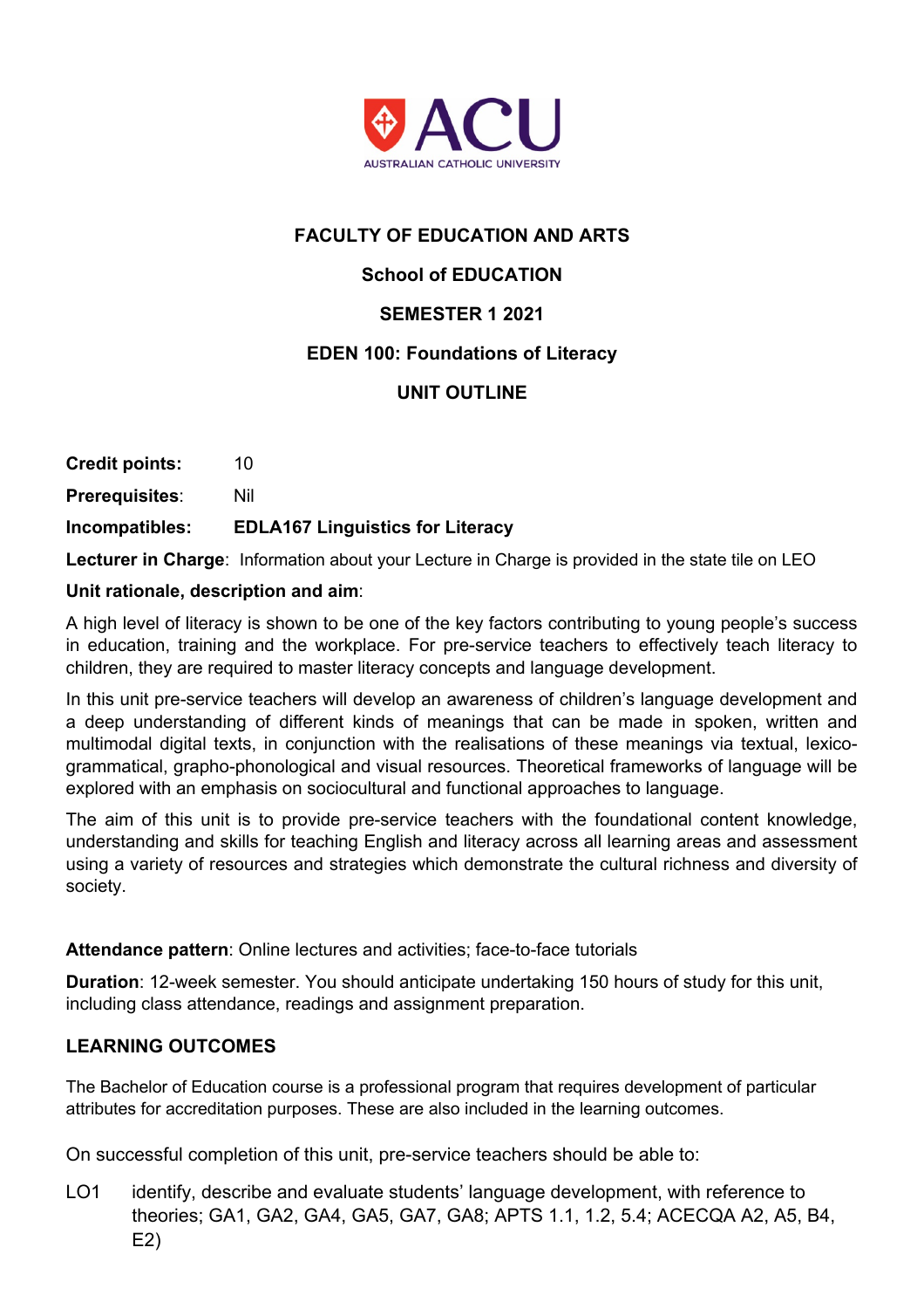ACU

AUSTRALIAN CATHOLIC UNIVERSITY

## FACULTY OF EDUCATION AND ARTS

### School of EDUCATION

### SEMESTER 1 2021

### EDEN 100: Foundations of Literacy

### UNIT OUTLINE

**Credit points:** 10

**Prerequisites**: Nil

**Incompatibles:** **EDLA167 Linguistics for Literacy**

**Lecturer in Charge**: Information about your Lecture in Charge is provided in the state tile on LEO

**Unit rationale, description and aim**:

A high level of literacy is shown to be one of the key factors contributing to young people's success in education, training and the workplace. For pre-service teachers to effectively teach literacy to children, they are required to master literacy concepts and language development.

In this unit pre-service teachers will develop an awareness of children's language development and a deep understanding of different kinds of meanings that can be made in spoken, written and multimodal digital texts, in conjunction with the realisations of these meanings via textual, lexico-grammatical, grapho-phonological and visual resources. Theoretical frameworks of language will be explored with an emphasis on sociocultural and functional approaches to language.

The aim of this unit is to provide pre-service teachers with the foundational content knowledge, understanding and skills for teaching English and literacy across all learning areas and assessment using a variety of resources and strategies which demonstrate the cultural richness and diversity of society.

**Attendance pattern**: Online lectures and activities; face-to-face tutorials

**Duration**: 12-week semester. You should anticipate undertaking 150 hours of study for this unit, including class attendance, readings and assignment preparation.

## LEARNING OUTCOMES

The Bachelor of Education course is a professional program that requires development of particular attributes for accreditation purposes. These are also included in the learning outcomes.

On successful completion of this unit, pre-service teachers should be able to:

LO1 identify, describe and evaluate students' language development, with reference to theories; GA1, GA2, GA4, GA5, GA7, GA8; APTS 1.1, 1.2, 5.4; ACECQA A2, A5, B4, E2)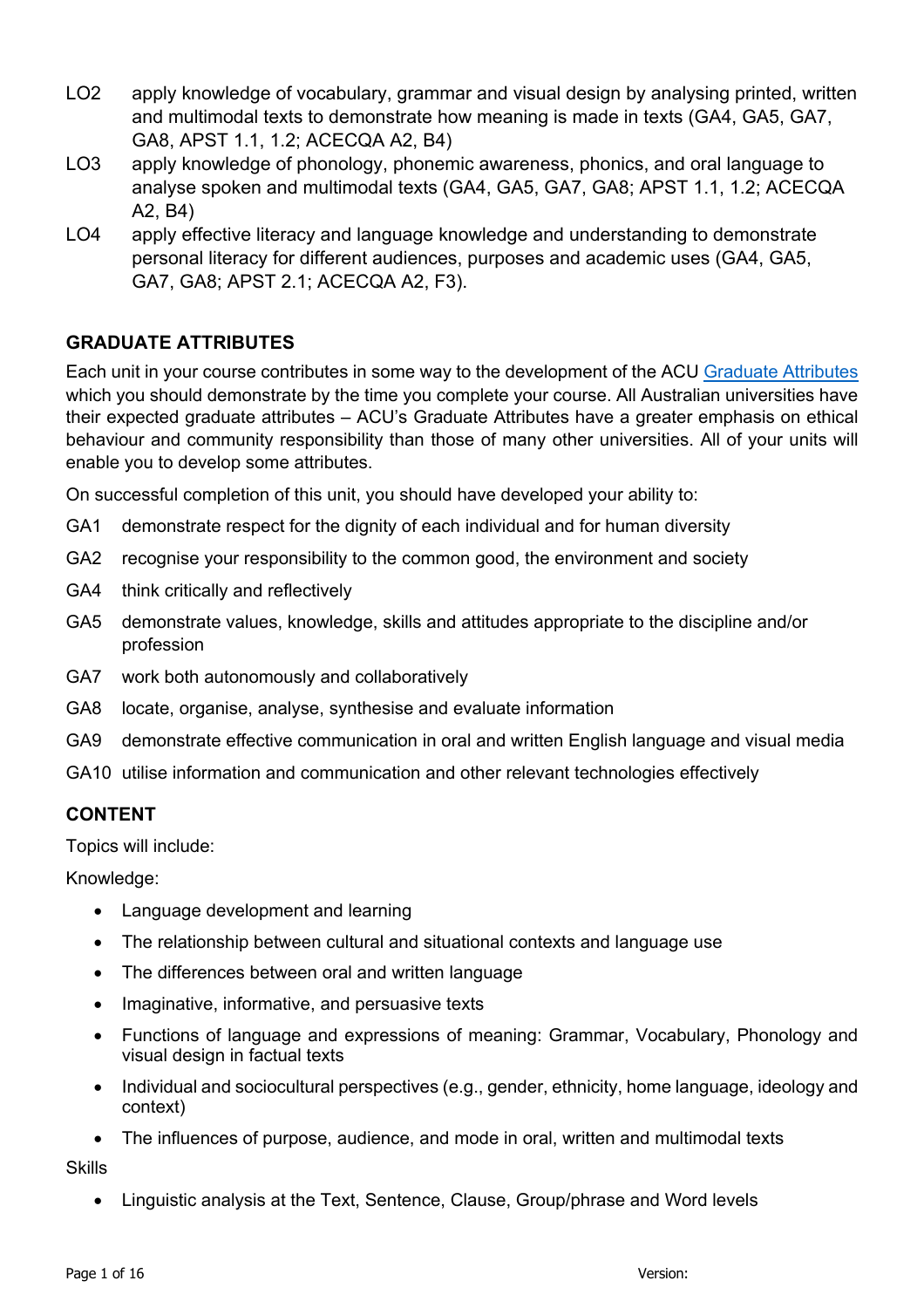LO2 apply knowledge of vocabulary, grammar and visual design by analysing printed, written and multimodal texts to demonstrate how meaning is made in texts (GA4, GA5, GA7, GA8, APST 1.1, 1.2; ACECQA A2, B4)

LO3 apply knowledge of phonology, phonemic awareness, phonics, and oral language to analyse spoken and multimodal texts (GA4, GA5, GA7, GA8; APST 1.1, 1.2; ACECQA A2, B4)

LO4 apply effective literacy and language knowledge and understanding to demonstrate personal literacy for different audiences, purposes and academic uses (GA4, GA5, GA7, GA8; APST 2.1; ACECQA A2, F3).

## GRADUATE ATTRIBUTES

Each unit in your course contributes in some way to the development of the ACU [Graduate Attributes] which you should demonstrate by the time you complete your course. All Australian universities have their expected graduate attributes – ACU's Graduate Attributes have a greater emphasis on ethical behaviour and community responsibility than those of many other universities. All of your units will enable you to develop some attributes.

On successful completion of this unit, you should have developed your ability to:

GA1 demonstrate respect for the dignity of each individual and for human diversity

GA2 recognise your responsibility to the common good, the environment and society

GA4 think critically and reflectively

GA5 demonstrate values, knowledge, skills and attitudes appropriate to the discipline and/or profession

GA7 work both autonomously and collaboratively

GA8 locate, organise, analyse, synthesise and evaluate information

GA9 demonstrate effective communication in oral and written English language and visual media

GA10 utilise information and communication and other relevant technologies effectively

## CONTENT

Topics will include:

Knowledge:

- Language development and learning
- The relationship between cultural and situational contexts and language use
- The differences between oral and written language
- Imaginative, informative, and persuasive texts
- Functions of language and expressions of meaning: Grammar, Vocabulary, Phonology and visual design in factual texts
- Individual and sociocultural perspectives (e.g., gender, ethnicity, home language, ideology and context)
- The influences of purpose, audience, and mode in oral, written and multimodal texts

Skills

- Linguistic analysis at the Text, Sentence, Clause, Group/phrase and Word levels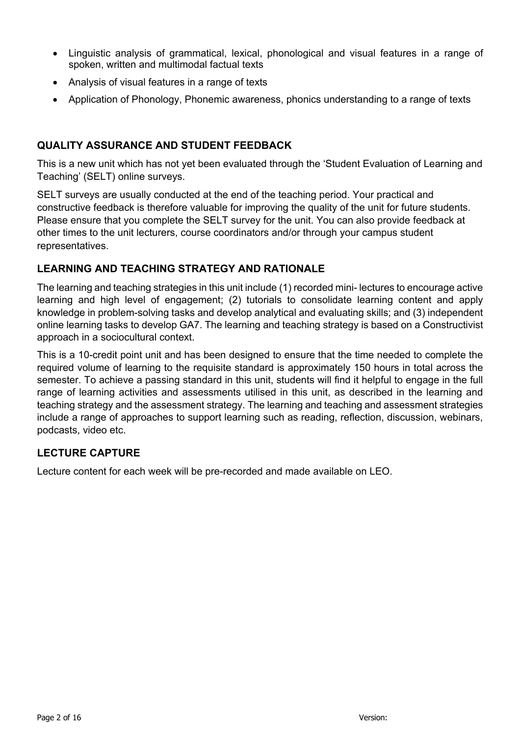- Linguistic analysis of grammatical, lexical, phonological and visual features in a range of spoken, written and multimodal factual texts
- Analysis of visual features in a range of texts
- Application of Phonology, Phonemic awareness, phonics understanding to a range of texts

## QUALITY ASSURANCE AND STUDENT FEEDBACK

This is a new unit which has not yet been evaluated through the 'Student Evaluation of Learning and Teaching' (SELT) online surveys.

SELT surveys are usually conducted at the end of the teaching period. Your practical and constructive feedback is therefore valuable for improving the quality of the unit for future students. Please ensure that you complete the SELT survey for the unit. You can also provide feedback at other times to the unit lecturers, course coordinators and/or through your campus student representatives.

## LEARNING AND TEACHING STRATEGY AND RATIONALE

The learning and teaching strategies in this unit include (1) recorded mini- lectures to encourage active learning and high level of engagement; (2) tutorials to consolidate learning content and apply knowledge in problem-solving tasks and develop analytical and evaluating skills; and (3) independent online learning tasks to develop GA7. The learning and teaching strategy is based on a Constructivist approach in a sociocultural context.

This is a 10-credit point unit and has been designed to ensure that the time needed to complete the required volume of learning to the requisite standard is approximately 150 hours in total across the semester. To achieve a passing standard in this unit, students will find it helpful to engage in the full range of learning activities and assessments utilised in this unit, as described in the learning and teaching strategy and the assessment strategy. The learning and teaching and assessment strategies include a range of approaches to support learning such as reading, reflection, discussion, webinars, podcasts, video etc.

## LECTURE CAPTURE

Lecture content for each week will be pre-recorded and made available on LEO.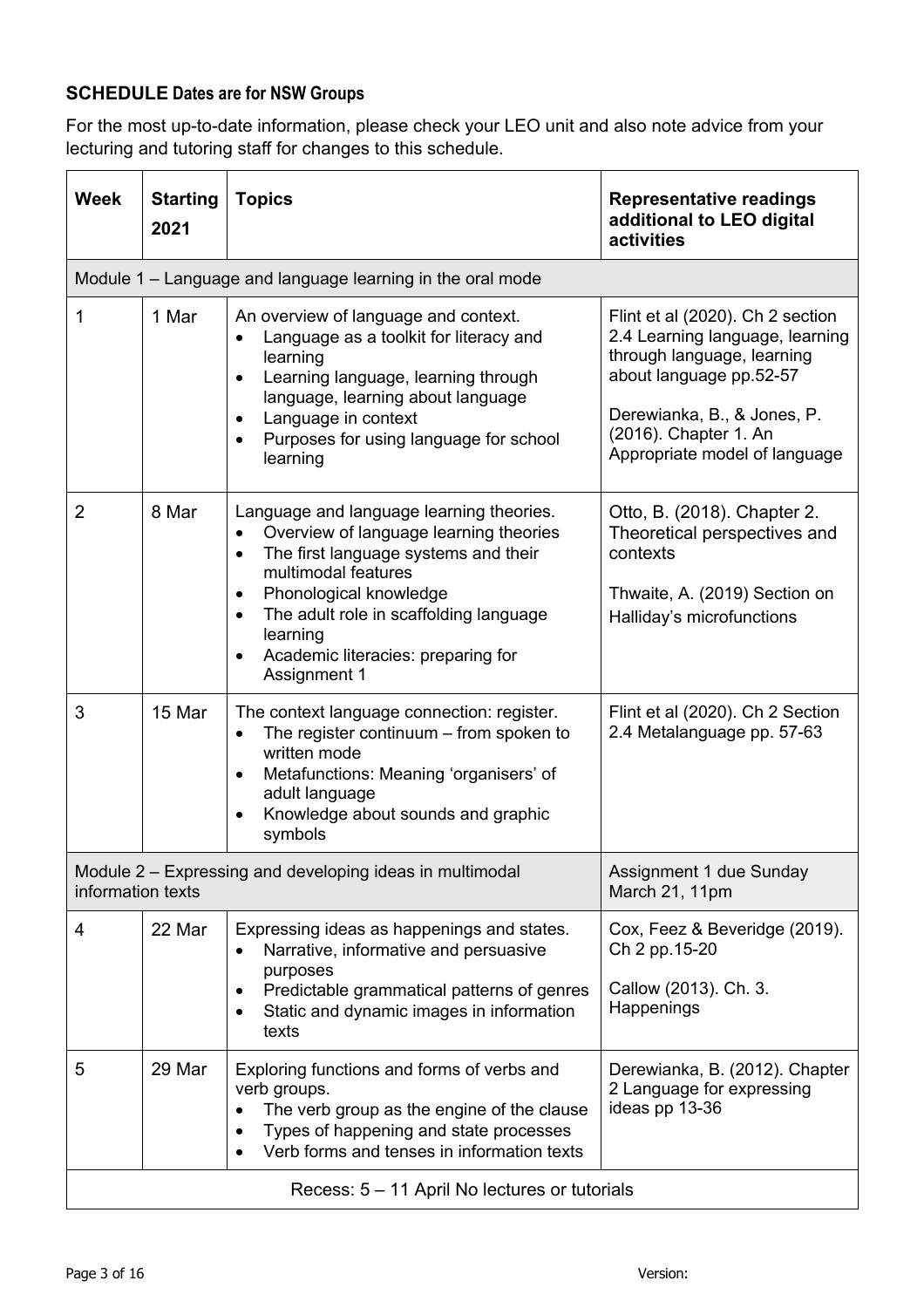## **SCHEDULE** Dates are for NSW Groups

For the most up-to-date information, please check your LEO unit and also note advice from your lecturing and tutoring staff for changes to this schedule.

| Week | Starting 2021 | Topics | Representative readings additional to LEO digital activities |
|---|---|---|---|
| Module 1 – Language and language learning in the oral mode | | | |
| 1 | 1 Mar | An overview of language and context.<br>• Language as a toolkit for literacy and learning<br>• Learning language, learning through language, learning about language<br>• Language in context<br>• Purposes for using language for school learning | Flint et al (2020). Ch 2 section 2.4 Learning language, learning through language, learning about language pp.52-57<br><br>Derewianka, B., & Jones, P. (2016). Chapter 1. An Appropriate model of language |
| 2 | 8 Mar | Language and language learning theories.<br>• Overview of language learning theories<br>• The first language systems and their multimodal features<br>• Phonological knowledge<br>• The adult role in scaffolding language learning<br>• Academic literacies: preparing for Assignment 1 | Otto, B. (2018). Chapter 2. Theoretical perspectives and contexts<br><br>Thwaite, A. (2019) Section on Halliday's microfunctions |
| 3 | 15 Mar | The context language connection: register.<br>• The register continuum – from spoken to written mode<br>• Metafunctions: Meaning 'organisers' of adult language<br>• Knowledge about sounds and graphic symbols | Flint et al (2020). Ch 2 Section 2.4 Metalanguage pp. 57-63 |
| Module 2 – Expressing and developing ideas in multimodal information texts | | | Assignment 1 due Sunday March 21, 11pm |
| 4 | 22 Mar | Expressing ideas as happenings and states.<br>• Narrative, informative and persuasive purposes<br>• Predictable grammatical patterns of genres<br>• Static and dynamic images in information texts | Cox, Feez & Beveridge (2019). Ch 2 pp.15-20<br><br>Callow (2013). Ch. 3. Happenings |
| 5 | 29 Mar | Exploring functions and forms of verbs and verb groups.<br>• The verb group as the engine of the clause<br>• Types of happening and state processes<br>• Verb forms and tenses in information texts | Derewianka, B. (2012). Chapter 2 Language for expressing ideas pp 13-36 |
| Recess: 5 – 11 April No lectures or tutorials | | | |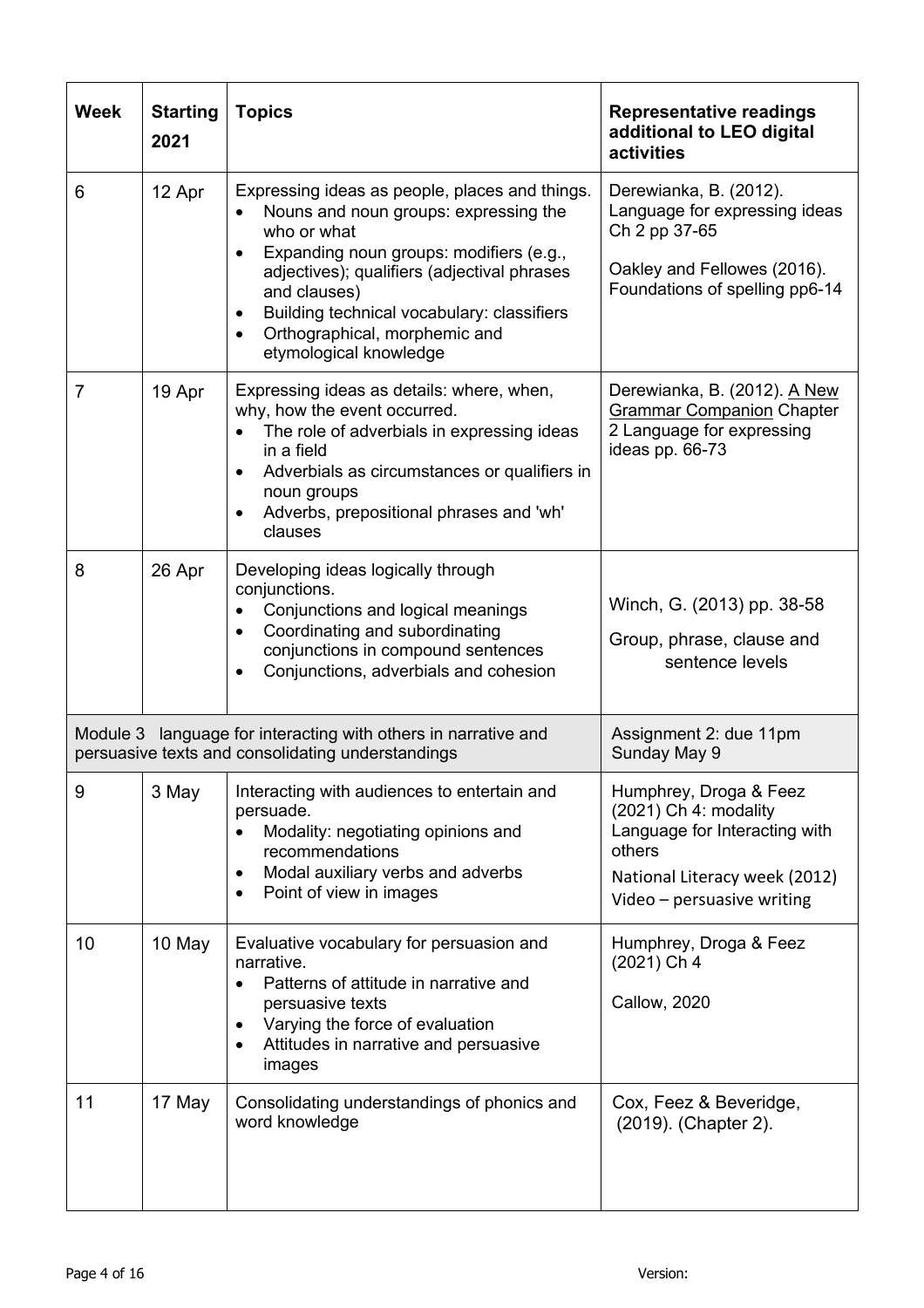| Week | Starting 2021 | Topics | Representative readings additional to LEO digital activities |
|---|---|---|---|
| 6 | 12 Apr | Expressing ideas as people, places and things.<br>• Nouns and noun groups: expressing the who or what<br>• Expanding noun groups: modifiers (e.g., adjectives); qualifiers (adjectival phrases and clauses)<br>• Building technical vocabulary: classifiers<br>• Orthographical, morphemic and etymological knowledge | Derewianka, B. (2012). Language for expressing ideas Ch 2 pp 37-65<br><br>Oakley and Fellowes (2016). Foundations of spelling pp6-14 |
| 7 | 19 Apr | Expressing ideas as details: where, when, why, how the event occurred.<br>• The role of adverbials in expressing ideas in a field<br>• Adverbials as circumstances or qualifiers in noun groups<br>• Adverbs, prepositional phrases and 'wh' clauses | Derewianka, B. (2012). A New Grammar Companion Chapter 2 Language for expressing ideas pp. 66-73 |
| 8 | 26 Apr | Developing ideas logically through conjunctions.<br>• Conjunctions and logical meanings<br>• Coordinating and subordinating conjunctions in compound sentences<br>• Conjunctions, adverbials and cohesion | Winch, G. (2013) pp. 38-58<br><br>Group, phrase, clause and sentence levels |
| Module 3 language for interacting with others in narrative and persuasive texts and consolidating understandings | | | Assignment 2: due 11pm Sunday May 9 |
| 9 | 3 May | Interacting with audiences to entertain and persuade.<br>• Modality: negotiating opinions and recommendations<br>• Modal auxiliary verbs and adverbs<br>• Point of view in images | Humphrey, Droga & Feez (2021) Ch 4: modality Language for Interacting with others<br><br>National Literacy week (2012) Video – persuasive writing |
| 10 | 10 May | Evaluative vocabulary for persuasion and narrative.<br>• Patterns of attitude in narrative and persuasive texts<br>• Varying the force of evaluation<br>• Attitudes in narrative and persuasive images | Humphrey, Droga & Feez (2021) Ch 4<br><br>Callow, 2020 |
| 11 | 17 May | Consolidating understandings of phonics and word knowledge | Cox, Feez & Beveridge, (2019). (Chapter 2). |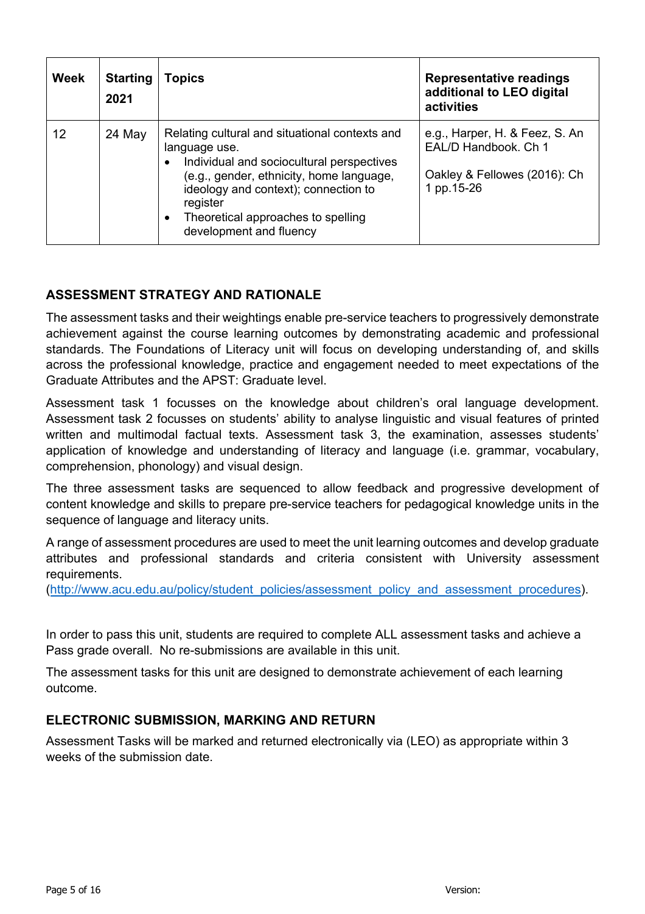| Week | Starting 2021 | Topics | Representative readings additional to LEO digital activities |
| --- | --- | --- | --- |
| 12 | 24 May | Relating cultural and situational contexts and language use.<br>• Individual and sociocultural perspectives (e.g., gender, ethnicity, home language, ideology and context); connection to register<br>• Theoretical approaches to spelling development and fluency | e.g., Harper, H. & Feez, S. An EAL/D Handbook. Ch 1<br><br>Oakley & Fellowes (2016): Ch 1 pp.15-26 |

## ASSESSMENT STRATEGY AND RATIONALE

The assessment tasks and their weightings enable pre-service teachers to progressively demonstrate achievement against the course learning outcomes by demonstrating academic and professional standards. The Foundations of Literacy unit will focus on developing understanding of, and skills across the professional knowledge, practice and engagement needed to meet expectations of the Graduate Attributes and the APST: Graduate level.

Assessment task 1 focusses on the knowledge about children's oral language development. Assessment task 2 focusses on students' ability to analyse linguistic and visual features of printed written and multimodal factual texts. Assessment task 3, the examination, assesses students' application of knowledge and understanding of literacy and language (i.e. grammar, vocabulary, comprehension, phonology) and visual design.

The three assessment tasks are sequenced to allow feedback and progressive development of content knowledge and skills to prepare pre-service teachers for pedagogical knowledge units in the sequence of language and literacy units.

A range of assessment procedures are used to meet the unit learning outcomes and develop graduate attributes and professional standards and criteria consistent with University assessment requirements.
(http://www.acu.edu.au/policy/student_policies/assessment_policy_and_assessment_procedures).

In order to pass this unit, students are required to complete ALL assessment tasks and achieve a Pass grade overall. No re-submissions are available in this unit.

The assessment tasks for this unit are designed to demonstrate achievement of each learning outcome.

## ELECTRONIC SUBMISSION, MARKING AND RETURN

Assessment Tasks will be marked and returned electronically via (LEO) as appropriate within 3 weeks of the submission date.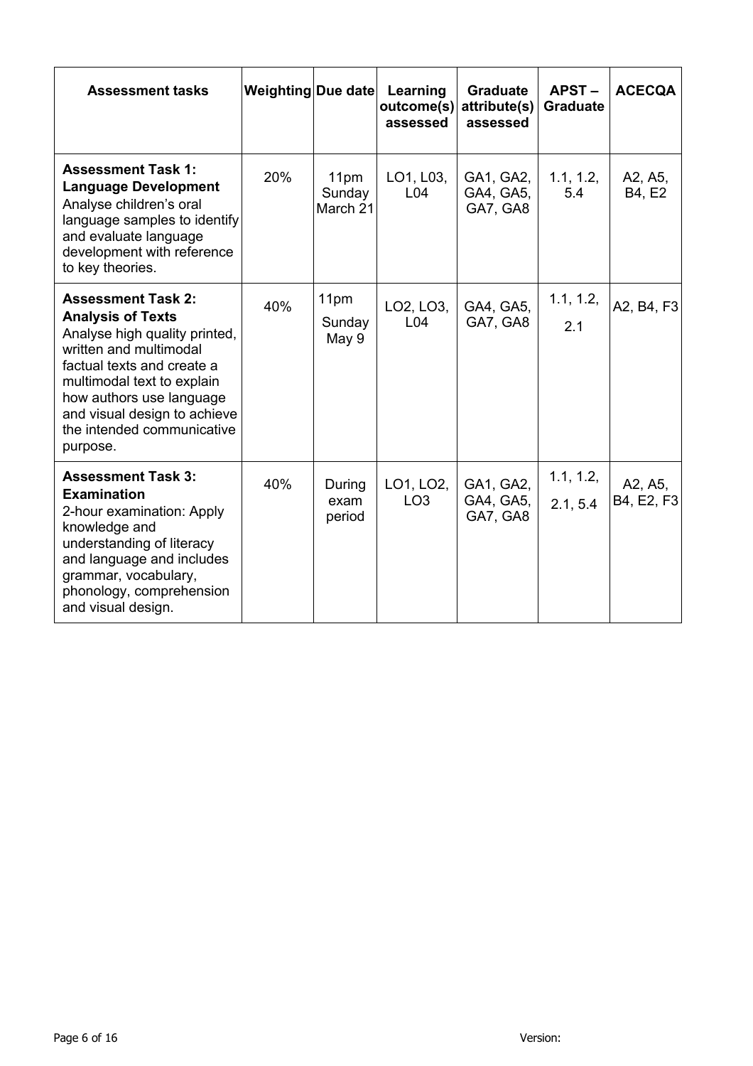| Assessment tasks | Weighting | Due date | Learning outcome(s) assessed | Graduate attribute(s) assessed | APST – Graduate | ACECQA |
|---|---|---|---|---|---|---|
| **Assessment Task 1: Language Development** Analyse children's oral language samples to identify and evaluate language development with reference to key theories. | 20% | 11pm Sunday March 21 | LO1, L03, L04 | GA1, GA2, GA4, GA5, GA7, GA8 | 1.1, 1.2, 5.4 | A2, A5, B4, E2 |
| **Assessment Task 2: Analysis of Texts** Analyse high quality printed, written and multimodal factual texts and create a multimodal text to explain how authors use language and visual design to achieve the intended communicative purpose. | 40% | 11pm Sunday May 9 | LO2, LO3, L04 | GA4, GA5, GA7, GA8 | 1.1, 1.2, 2.1 | A2, B4, F3 |
| **Assessment Task 3: Examination** 2-hour examination: Apply knowledge and understanding of literacy and language and includes grammar, vocabulary, phonology, comprehension and visual design. | 40% | During exam period | LO1, LO2, LO3 | GA1, GA2, GA4, GA5, GA7, GA8 | 1.1, 1.2, 2.1, 5.4 | A2, A5, B4, E2, F3 |

Version: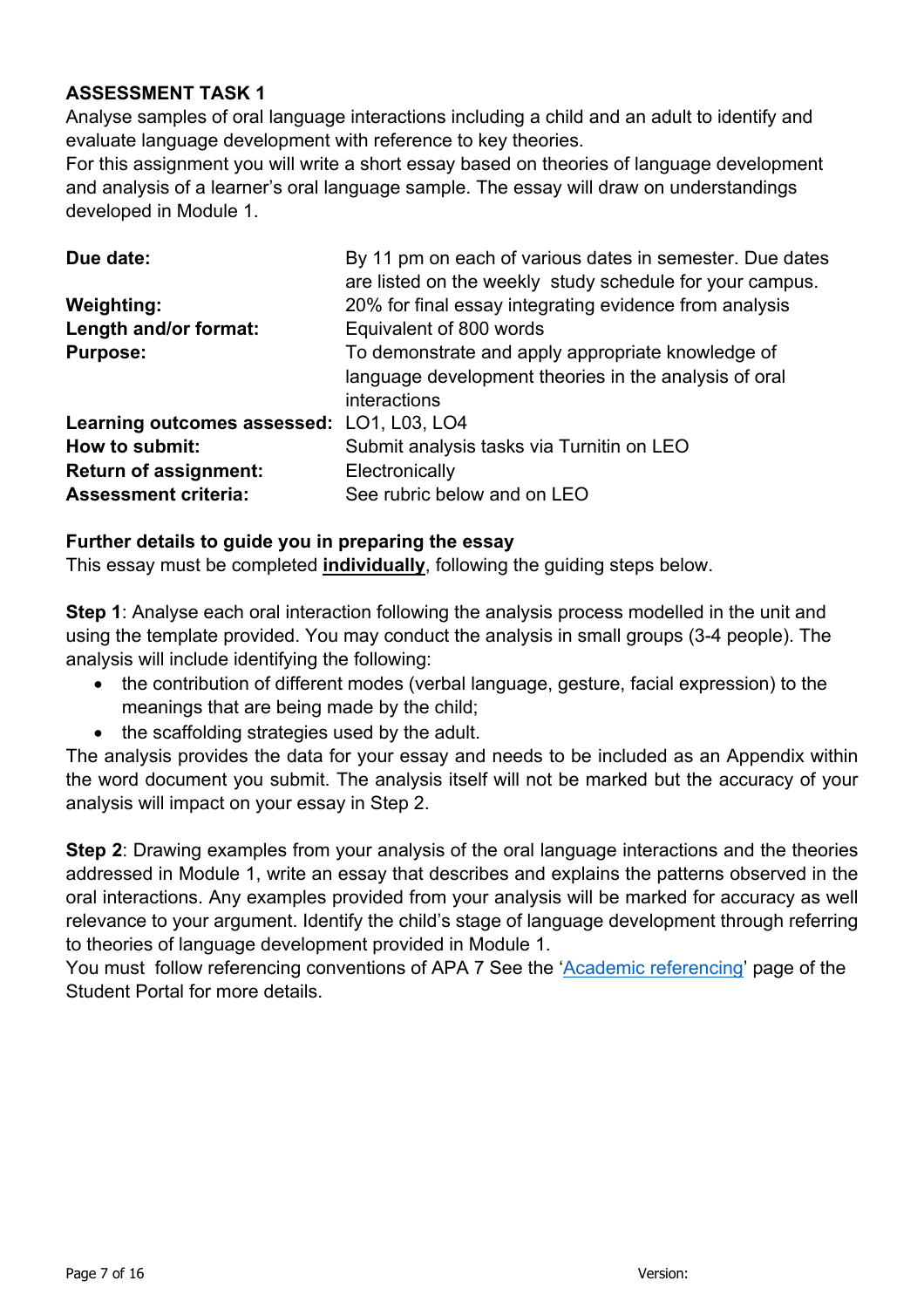## ASSESSMENT TASK 1

Analyse samples of oral language interactions including a child and an adult to identify and evaluate language development with reference to key theories.

For this assignment you will write a short essay based on theories of language development and analysis of a learner's oral language sample. The essay will draw on understandings developed in Module 1.

| | |
|---|---|
| **Due date:** | By 11 pm on each of various dates in semester. Due dates are listed on the weekly study schedule for your campus. |
| **Weighting:** | 20% for final essay integrating evidence from analysis |
| **Length and/or format:** | Equivalent of 800 words |
| **Purpose:** | To demonstrate and apply appropriate knowledge of language development theories in the analysis of oral interactions |
| **Learning outcomes assessed:** | LO1, L03, LO4 |
| **How to submit:** | Submit analysis tasks via Turnitin on LEO |
| **Return of assignment:** | Electronically |
| **Assessment criteria:** | See rubric below and on LEO |

### Further details to guide you in preparing the essay

This essay must be completed **individually**, following the guiding steps below.

**Step 1**: Analyse each oral interaction following the analysis process modelled in the unit and using the template provided. You may conduct the analysis in small groups (3-4 people). The analysis will include identifying the following:

- the contribution of different modes (verbal language, gesture, facial expression) to the meanings that are being made by the child;
- the scaffolding strategies used by the adult.

The analysis provides the data for your essay and needs to be included as an Appendix within the word document you submit. The analysis itself will not be marked but the accuracy of your analysis will impact on your essay in Step 2.

**Step 2**: Drawing examples from your analysis of the oral language interactions and the theories addressed in Module 1, write an essay that describes and explains the patterns observed in the oral interactions. Any examples provided from your analysis will be marked for accuracy as well relevance to your argument. Identify the child's stage of language development through referring to theories of language development provided in Module 1.

You must follow referencing conventions of APA 7 See the '[Academic referencing]' page of the Student Portal for more details.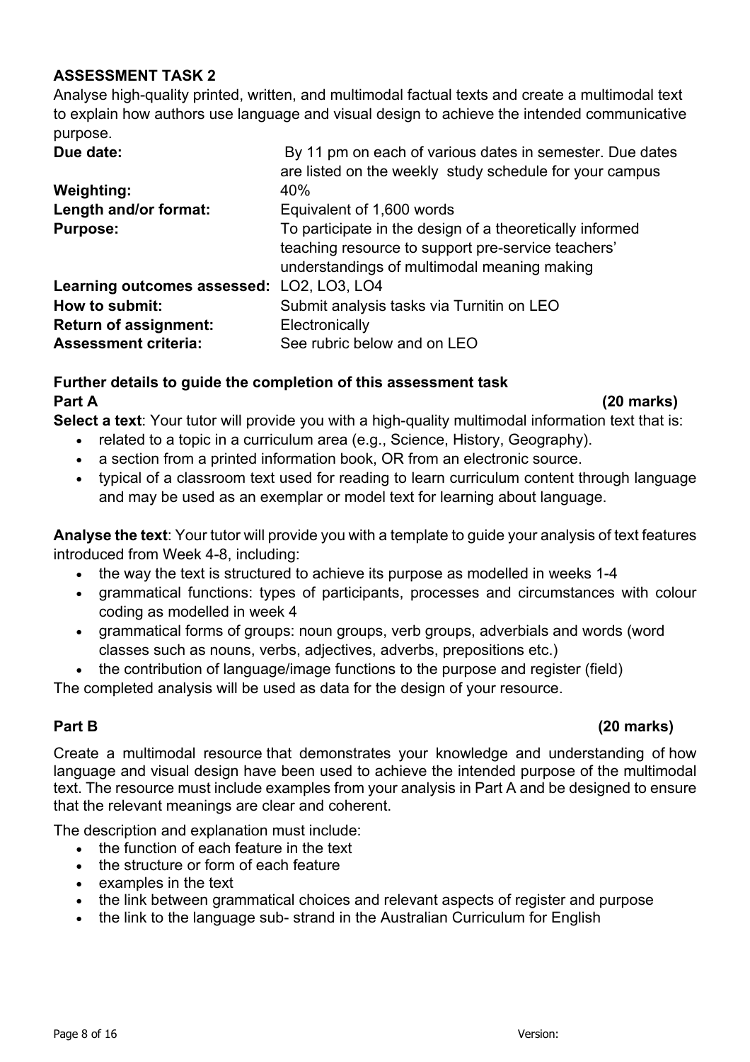**ASSESSMENT TASK 2**

Analyse high-quality printed, written, and multimodal factual texts and create a multimodal text to explain how authors use language and visual design to achieve the intended communicative purpose.

| | |
|---|---|
| **Due date:** | By 11 pm on each of various dates in semester. Due dates are listed on the weekly study schedule for your campus |
| **Weighting:** | 40% |
| **Length and/or format:** | Equivalent of 1,600 words |
| **Purpose:** | To participate in the design of a theoretically informed teaching resource to support pre-service teachers' understandings of multimodal meaning making |
| **Learning outcomes assessed:** | LO2, LO3, LO4 |
| **How to submit:** | Submit analysis tasks via Turnitin on LEO |
| **Return of assignment:** | Electronically |
| **Assessment criteria:** | See rubric below and on LEO |

**Further details to guide the completion of this assessment task**

**Part A (20 marks)**

**Select a text**: Your tutor will provide you with a high-quality multimodal information text that is:

- related to a topic in a curriculum area (e.g., Science, History, Geography).
- a section from a printed information book, OR from an electronic source.
- typical of a classroom text used for reading to learn curriculum content through language and may be used as an exemplar or model text for learning about language.

**Analyse the text**: Your tutor will provide you with a template to guide your analysis of text features introduced from Week 4-8, including:

- the way the text is structured to achieve its purpose as modelled in weeks 1-4
- grammatical functions: types of participants, processes and circumstances with colour coding as modelled in week 4
- grammatical forms of groups: noun groups, verb groups, adverbials and words (word classes such as nouns, verbs, adjectives, adverbs, prepositions etc.)
- the contribution of language/image functions to the purpose and register (field)

The completed analysis will be used as data for the design of your resource.

**Part B (20 marks)**

Create a multimodal resource that demonstrates your knowledge and understanding of how language and visual design have been used to achieve the intended purpose of the multimodal text. The resource must include examples from your analysis in Part A and be designed to ensure that the relevant meanings are clear and coherent.

The description and explanation must include:

- the function of each feature in the text
- the structure or form of each feature
- examples in the text
- the link between grammatical choices and relevant aspects of register and purpose
- the link to the language sub- strand in the Australian Curriculum for English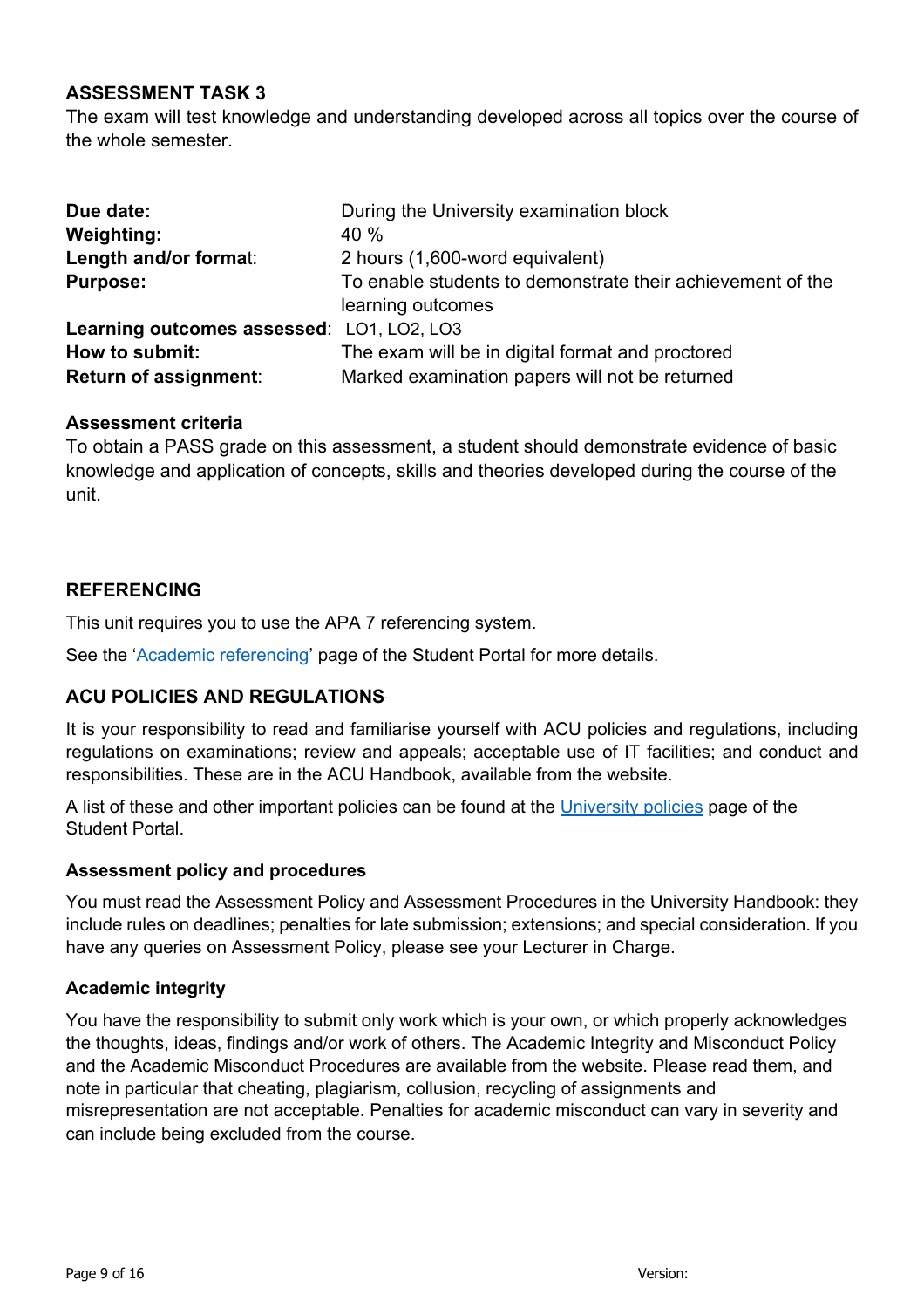## ASSESSMENT TASK 3

The exam will test knowledge and understanding developed across all topics over the course of the whole semester.

| | |
|---|---|
| **Due date:** | During the University examination block |
| **Weighting:** | 40 % |
| **Length and/or format:** | 2 hours (1,600-word equivalent) |
| **Purpose:** | To enable students to demonstrate their achievement of the learning outcomes |
| **Learning outcomes assessed:** | LO1, LO2, LO3 |
| **How to submit:** | The exam will be in digital format and proctored |
| **Return of assignment:** | Marked examination papers will not be returned |

### Assessment criteria

To obtain a PASS grade on this assessment, a student should demonstrate evidence of basic knowledge and application of concepts, skills and theories developed during the course of the unit.

## REFERENCING

This unit requires you to use the APA 7 referencing system.

See the 'Academic referencing' page of the Student Portal for more details.

## ACU POLICIES AND REGULATIONS

It is your responsibility to read and familiarise yourself with ACU policies and regulations, including regulations on examinations; review and appeals; acceptable use of IT facilities; and conduct and responsibilities. These are in the ACU Handbook, available from the website.

A list of these and other important policies can be found at the University policies page of the Student Portal.

### Assessment policy and procedures

You must read the Assessment Policy and Assessment Procedures in the University Handbook: they include rules on deadlines; penalties for late submission; extensions; and special consideration. If you have any queries on Assessment Policy, please see your Lecturer in Charge.

### Academic integrity

You have the responsibility to submit only work which is your own, or which properly acknowledges the thoughts, ideas, findings and/or work of others. The Academic Integrity and Misconduct Policy and the Academic Misconduct Procedures are available from the website. Please read them, and note in particular that cheating, plagiarism, collusion, recycling of assignments and misrepresentation are not acceptable. Penalties for academic misconduct can vary in severity and can include being excluded from the course.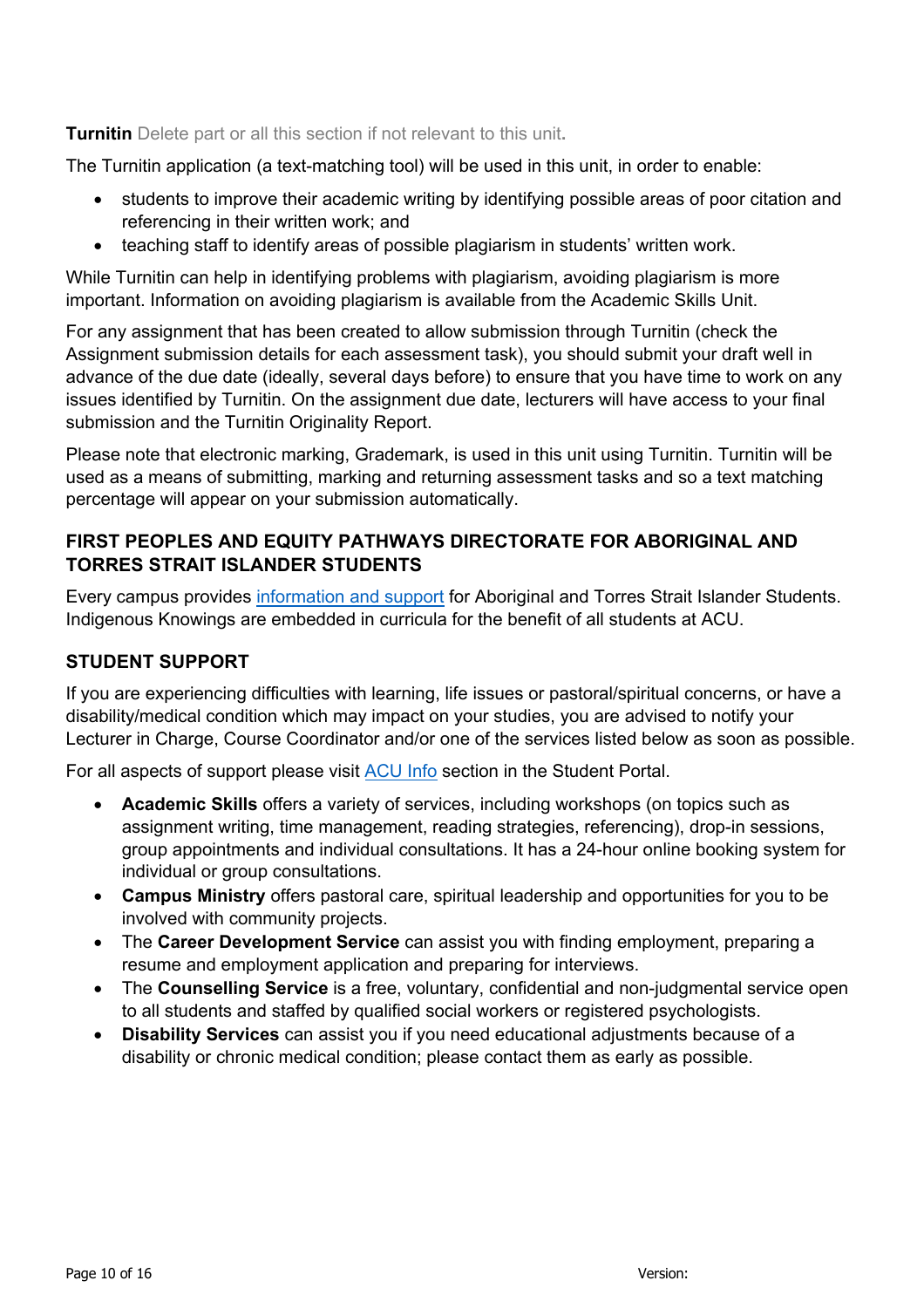**Turnitin** Delete part or all this section if not relevant to this unit.

The Turnitin application (a text-matching tool) will be used in this unit, in order to enable:

- students to improve their academic writing by identifying possible areas of poor citation and referencing in their written work; and
- teaching staff to identify areas of possible plagiarism in students' written work.

While Turnitin can help in identifying problems with plagiarism, avoiding plagiarism is more important. Information on avoiding plagiarism is available from the Academic Skills Unit.

For any assignment that has been created to allow submission through Turnitin (check the Assignment submission details for each assessment task), you should submit your draft well in advance of the due date (ideally, several days before) to ensure that you have time to work on any issues identified by Turnitin. On the assignment due date, lecturers will have access to your final submission and the Turnitin Originality Report.

Please note that electronic marking, Grademark, is used in this unit using Turnitin. Turnitin will be used as a means of submitting, marking and returning assessment tasks and so a text matching percentage will appear on your submission automatically.

## FIRST PEOPLES AND EQUITY PATHWAYS DIRECTORATE FOR ABORIGINAL AND TORRES STRAIT ISLANDER STUDENTS

Every campus provides information and support for Aboriginal and Torres Strait Islander Students. Indigenous Knowings are embedded in curricula for the benefit of all students at ACU.

## STUDENT SUPPORT

If you are experiencing difficulties with learning, life issues or pastoral/spiritual concerns, or have a disability/medical condition which may impact on your studies, you are advised to notify your Lecturer in Charge, Course Coordinator and/or one of the services listed below as soon as possible.

For all aspects of support please visit ACU Info section in the Student Portal.

- **Academic Skills** offers a variety of services, including workshops (on topics such as assignment writing, time management, reading strategies, referencing), drop-in sessions, group appointments and individual consultations. It has a 24-hour online booking system for individual or group consultations.
- **Campus Ministry** offers pastoral care, spiritual leadership and opportunities for you to be involved with community projects.
- The **Career Development Service** can assist you with finding employment, preparing a resume and employment application and preparing for interviews.
- The **Counselling Service** is a free, voluntary, confidential and non-judgmental service open to all students and staffed by qualified social workers or registered psychologists.
- **Disability Services** can assist you if you need educational adjustments because of a disability or chronic medical condition; please contact them as early as possible.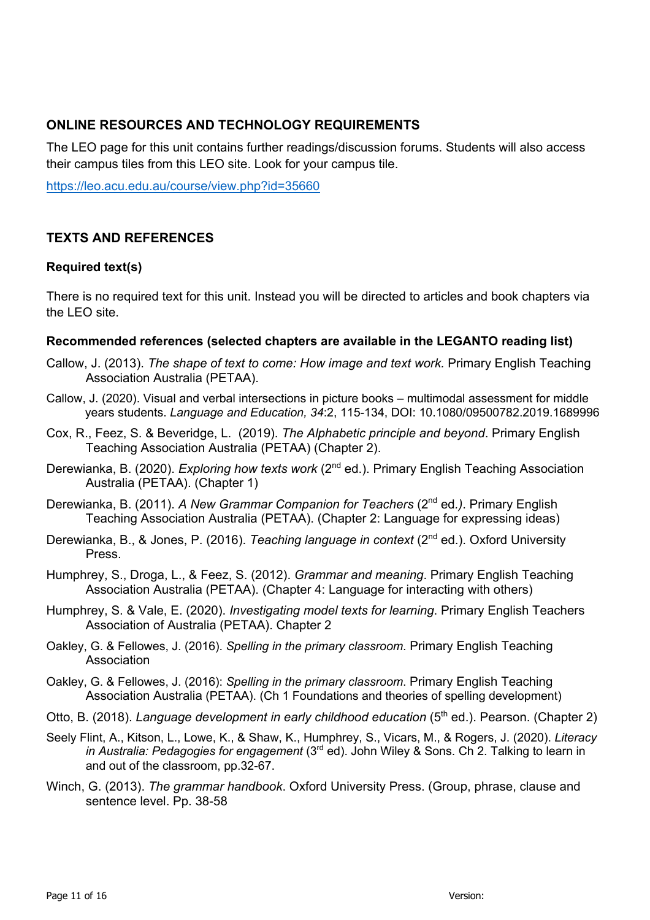## ONLINE RESOURCES AND TECHNOLOGY REQUIREMENTS

The LEO page for this unit contains further readings/discussion forums. Students will also access their campus tiles from this LEO site. Look for your campus tile.

https://leo.acu.edu.au/course/view.php?id=35660

## TEXTS AND REFERENCES

### Required text(s)

There is no required text for this unit. Instead you will be directed to articles and book chapters via the LEO site.

### Recommended references (selected chapters are available in the LEGANTO reading list)

Callow, J. (2013). *The shape of text to come: How image and text work.* Primary English Teaching Association Australia (PETAA).

Callow, J. (2020). Visual and verbal intersections in picture books – multimodal assessment for middle years students. *Language and Education, 34*:2, 115-134, DOI: 10.1080/09500782.2019.1689996

Cox, R., Feez, S. & Beveridge, L. (2019). *The Alphabetic principle and beyond*. Primary English Teaching Association Australia (PETAA) (Chapter 2).

Derewianka, B. (2020). *Exploring how texts work* (2nd ed.). Primary English Teaching Association Australia (PETAA). (Chapter 1)

Derewianka, B. (2011). *A New Grammar Companion for Teachers* (2nd ed.*)*. Primary English Teaching Association Australia (PETAA). (Chapter 2: Language for expressing ideas)

Derewianka, B., & Jones, P. (2016). *Teaching language in context* (2nd ed.). Oxford University Press.

Humphrey, S., Droga, L., & Feez, S. (2012). *Grammar and meaning*. Primary English Teaching Association Australia (PETAA). (Chapter 4: Language for interacting with others)

Humphrey, S. & Vale, E. (2020). *Investigating model texts for learning*. Primary English Teachers Association of Australia (PETAA). Chapter 2

Oakley, G. & Fellowes, J. (2016). *Spelling in the primary classroom.* Primary English Teaching Association

Oakley, G. & Fellowes, J. (2016): *Spelling in the primary classroom*. Primary English Teaching Association Australia (PETAA). (Ch 1 Foundations and theories of spelling development)

Otto, B. (2018). *Language development in early childhood education* (5th ed.). Pearson. (Chapter 2)

Seely Flint, A., Kitson, L., Lowe, K., & Shaw, K., Humphrey, S., Vicars, M., & Rogers, J. (2020). *Literacy in Australia: Pedagogies for engagement* (3rd ed). John Wiley & Sons. Ch 2. Talking to learn in and out of the classroom, pp.32-67.

Winch, G. (2013). *The grammar handbook*. Oxford University Press. (Group, phrase, clause and sentence level. Pp. 38-58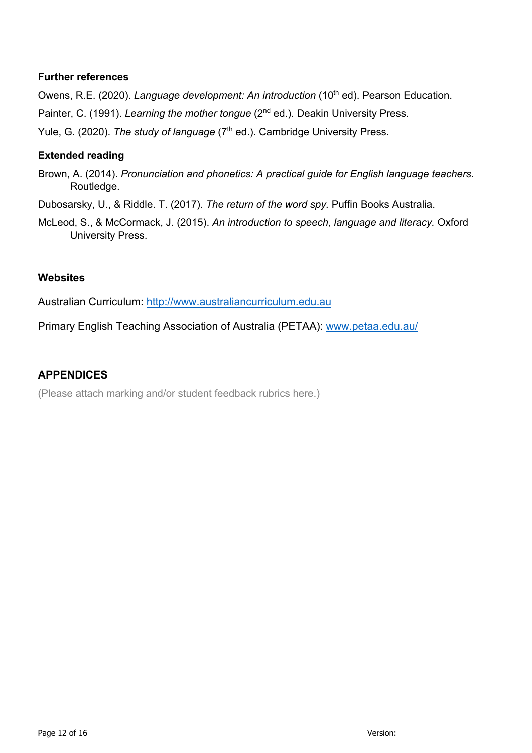### Further references

Owens, R.E. (2020). *Language development: An introduction* (10th ed). Pearson Education.

Painter, C. (1991). *Learning the mother tongue* (2nd ed.). Deakin University Press.

Yule, G. (2020). *The study of language* (7th ed.). Cambridge University Press.

### Extended reading

Brown, A. (2014). *Pronunciation and phonetics: A practical guide for English language teachers*. Routledge.

Dubosarsky, U., & Riddle. T. (2017). *The return of the word spy.* Puffin Books Australia.

McLeod, S., & McCormack, J. (2015). *An introduction to speech, language and literacy.* Oxford University Press.

### Websites

Australian Curriculum: http://www.australiancurriculum.edu.au

Primary English Teaching Association of Australia (PETAA): www.petaa.edu.au/

## APPENDICES

(Please attach marking and/or student feedback rubrics here.)

Version: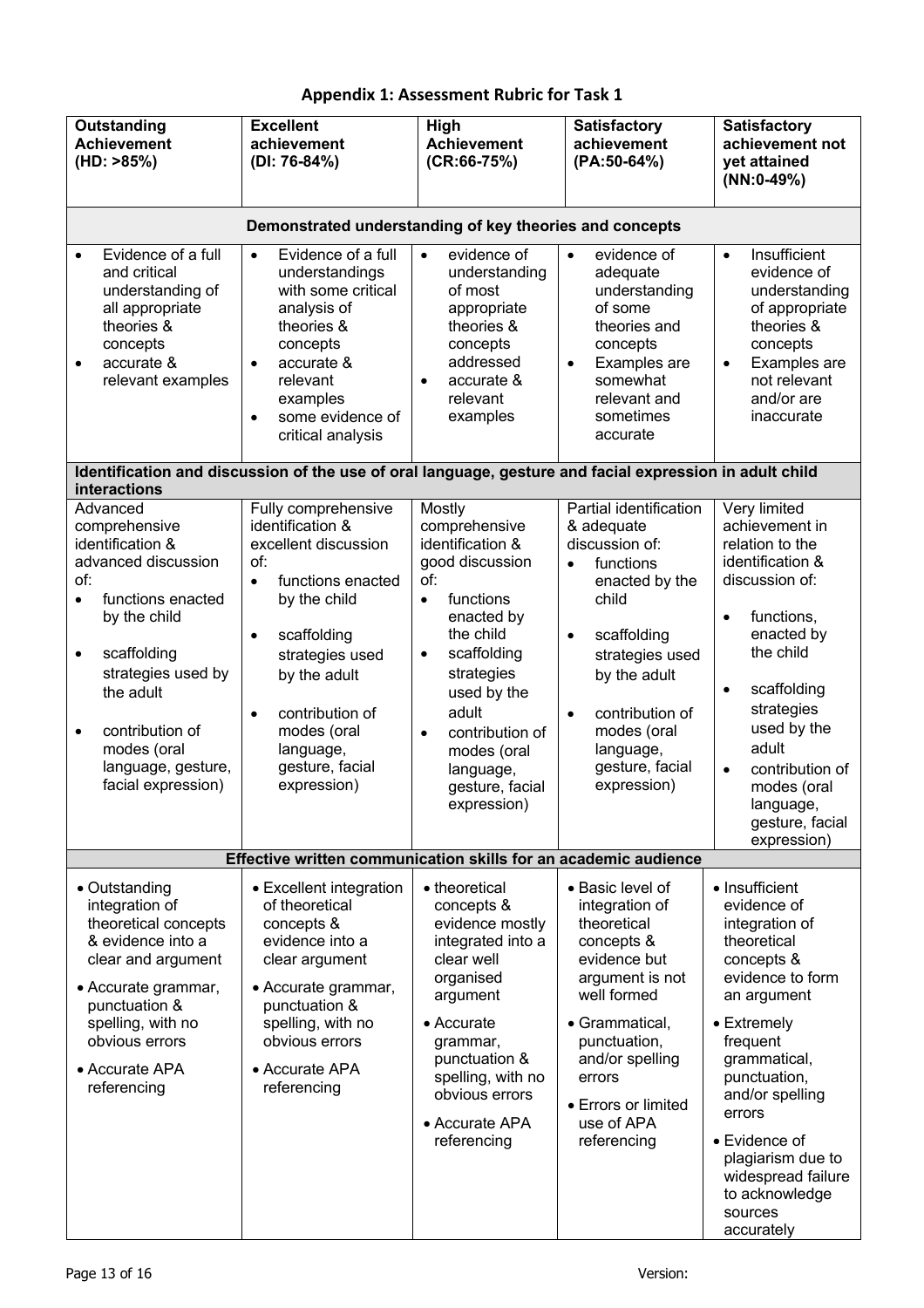## Appendix 1: Assessment Rubric for Task 1

| **Outstanding Achievement (HD: >85%)** | **Excellent achievement (DI: 76-84%)** | **High Achievement (CR:66-75%)** | **Satisfactory achievement (PA:50-64%)** | **Satisfactory achievement not yet attained (NN:0-49%)** |
|---|---|---|---|---|
| **Demonstrated understanding of key theories and concepts** | | | | |
| • Evidence of a full and critical understanding of all appropriate theories & concepts<br>• accurate & relevant examples | • Evidence of a full understandings with some critical analysis of theories & concepts<br>• accurate & relevant examples<br>• some evidence of critical analysis | • evidence of understanding of most appropriate theories & concepts addressed<br>• accurate & relevant examples | • evidence of adequate understanding of some theories and concepts<br>• Examples are somewhat relevant and sometimes accurate | • Insufficient evidence of understanding of appropriate theories & concepts<br>• Examples are not relevant and/or are inaccurate |
| **Identification and discussion of the use of oral language, gesture and facial expression in adult child interactions** | | | | |
| Advanced comprehensive identification & advanced discussion of:<br>• functions enacted by the child<br>• scaffolding strategies used by the adult<br>• contribution of modes (oral language, gesture, facial expression) | Fully comprehensive identification & excellent discussion of:<br>• functions enacted by the child<br>• scaffolding strategies used by the adult<br>• contribution of modes (oral language, gesture, facial expression) | Mostly comprehensive identification & good discussion of:<br>• functions enacted by the child<br>• scaffolding strategies used by the adult<br>• contribution of modes (oral language, gesture, facial expression) | Partial identification & adequate discussion of:<br>• functions enacted by the child<br>• scaffolding strategies used by the adult<br>• contribution of modes (oral language, gesture, facial expression) | Very limited achievement in relation to the identification & discussion of:<br>• functions, enacted by the child<br>• scaffolding strategies used by the adult<br>• contribution of modes (oral language, gesture, facial expression) |
| **Effective written communication skills for an academic audience** | | | | |
| • Outstanding integration of theoretical concepts & evidence into a clear and argument<br>• Accurate grammar, punctuation & spelling, with no obvious errors<br>• Accurate APA referencing | • Excellent integration of theoretical concepts & evidence into a clear argument<br>• Accurate grammar, punctuation & spelling, with no obvious errors<br>• Accurate APA referencing | • theoretical concepts & evidence mostly integrated into a clear well organised argument<br>• Accurate grammar, punctuation & spelling, with no obvious errors<br>• Accurate APA referencing | • Basic level of integration of theoretical concepts & evidence but argument is not well formed<br>• Grammatical, punctuation, and/or spelling errors<br>• Errors or limited use of APA referencing | • Insufficient evidence of integration of theoretical concepts & evidence to form an argument<br>• Extremely frequent grammatical, punctuation, and/or spelling errors<br>• Evidence of plagiarism due to widespread failure to acknowledge sources accurately |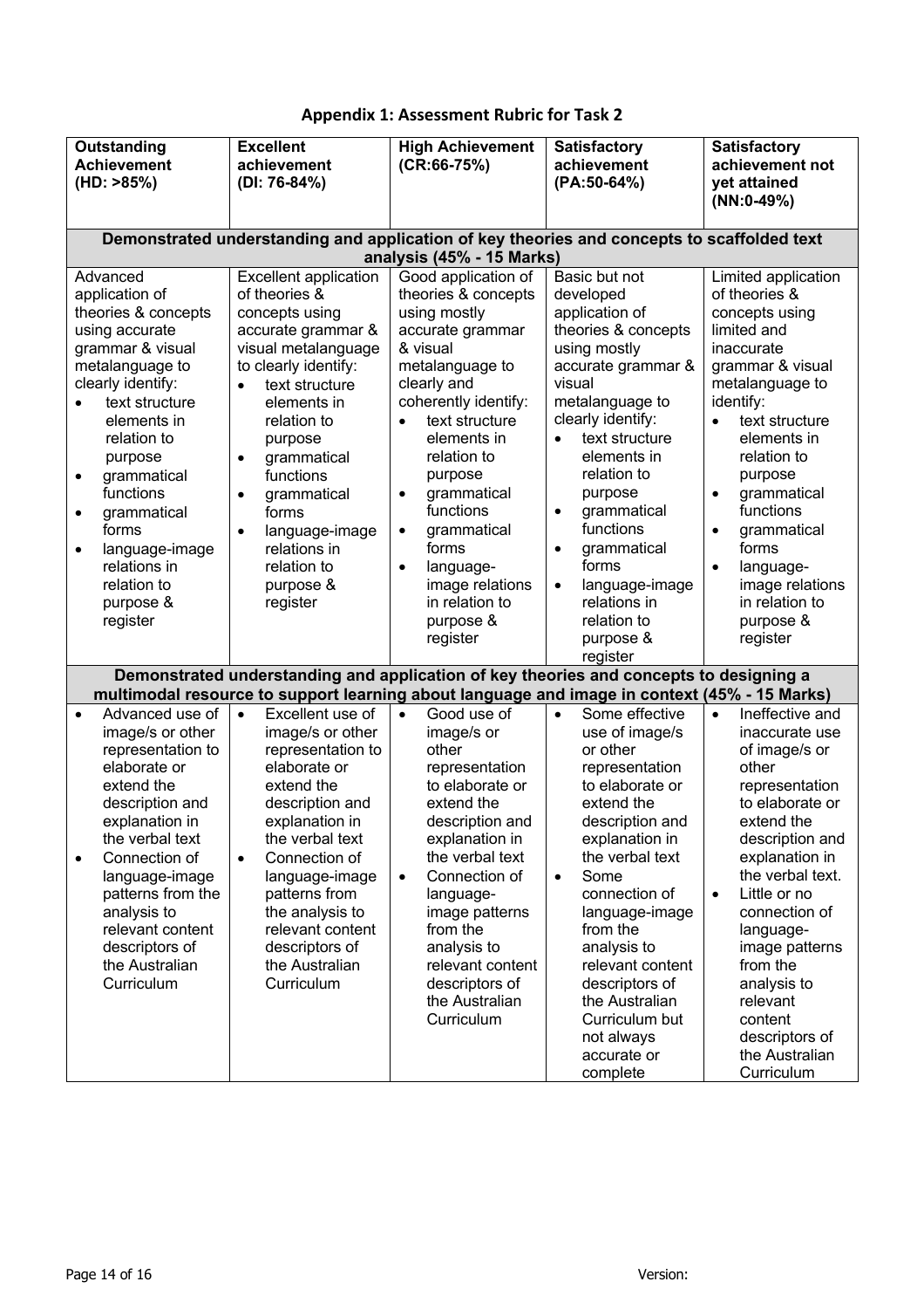## Appendix 1: Assessment Rubric for Task 2

| Outstanding Achievement (HD: >85%) | Excellent achievement (DI: 76-84%) | High Achievement (CR:66-75%) | Satisfactory achievement (PA:50-64%) | Satisfactory achievement not yet attained (NN:0-49%) |
|---|---|---|---|---|
| **Demonstrated understanding and application of key theories and concepts to scaffolded text analysis (45% - 15 Marks)** | | | | |
| Advanced application of theories & concepts using accurate grammar & visual metalanguage to clearly identify: <br>• text structure elements in relation to purpose <br>• grammatical functions <br>• grammatical forms <br>• language-image relations in relation to purpose & register | Excellent application of theories & concepts using accurate grammar & visual metalanguage to clearly identify: <br>• text structure elements in relation to purpose <br>• grammatical functions <br>• grammatical forms <br>• language-image relations in relation to purpose & register | Good application of theories & concepts using mostly accurate grammar & visual metalanguage to clearly and coherently identify: <br>• text structure elements in relation to purpose <br>• grammatical functions <br>• grammatical forms <br>• language-image relations in relation to purpose & register | Basic but not developed application of theories & concepts using mostly accurate grammar & visual metalanguage to clearly identify: <br>• text structure elements in relation to purpose <br>• grammatical functions <br>• grammatical forms <br>• language-image relations in relation to purpose & register | Limited application of theories & concepts using limited and inaccurate grammar & visual metalanguage to identify: <br>• text structure elements in relation to purpose <br>• grammatical functions <br>• grammatical forms <br>• language-image relations in relation to purpose & register |
| **Demonstrated understanding and application of key theories and concepts to designing a multimodal resource to support learning about language and image in context (45% - 15 Marks)** | | | | |
| • Advanced use of image/s or other representation to elaborate or extend the description and explanation in the verbal text <br>• Connection of language-image patterns from the analysis to relevant content descriptors of the Australian Curriculum | • Excellent use of image/s or other representation to elaborate or extend the description and explanation in the verbal text <br>• Connection of language-image patterns from the analysis to relevant content descriptors of the Australian Curriculum | • Good use of image/s or other representation to elaborate or extend the description and explanation in the verbal text <br>• Connection of language-image patterns from the analysis to relevant content descriptors of the Australian Curriculum | • Some effective use of image/s or other representation to elaborate or extend the description and explanation in the verbal text <br>• Some connection of language-image from the analysis to relevant content descriptors of the Australian Curriculum but not always accurate or complete | • Ineffective and inaccurate use of image/s or other representation to elaborate or extend the description and explanation in the verbal text. <br>• Little or no connection of language-image patterns from the analysis to relevant content descriptors of the Australian Curriculum |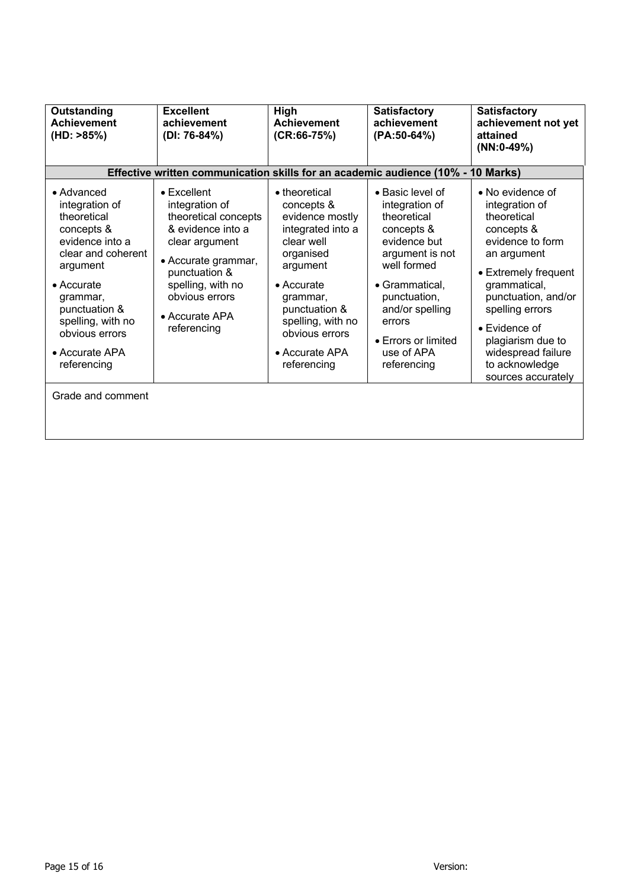| Outstanding Achievement (HD: >85%) | Excellent achievement (DI: 76-84%) | High Achievement (CR:66-75%) | Satisfactory achievement (PA:50-64%) | Satisfactory achievement not yet attained (NN:0-49%) |
|---|---|---|---|---|
| **Effective written communication skills for an academic audience (10% - 10 Marks)** | | | | |
| • Advanced integration of theoretical concepts & evidence into a clear and coherent argument<br>• Accurate grammar, punctuation & spelling, with no obvious errors<br>• Accurate APA referencing | • Excellent integration of theoretical concepts & evidence into a clear argument<br>• Accurate grammar, punctuation & spelling, with no obvious errors<br>• Accurate APA referencing | • theoretical concepts & evidence mostly integrated into a clear well organised argument<br>• Accurate grammar, punctuation & spelling, with no obvious errors<br>• Accurate APA referencing | • Basic level of integration of theoretical concepts & evidence but argument is not well formed<br>• Grammatical, punctuation, and/or spelling errors<br>• Errors or limited use of APA referencing | • No evidence of integration of theoretical concepts & evidence to form an argument<br>• Extremely frequent grammatical, punctuation, and/or spelling errors<br>• Evidence of plagiarism due to widespread failure to acknowledge sources accurately |
| Grade and comment | | | | |

Version: